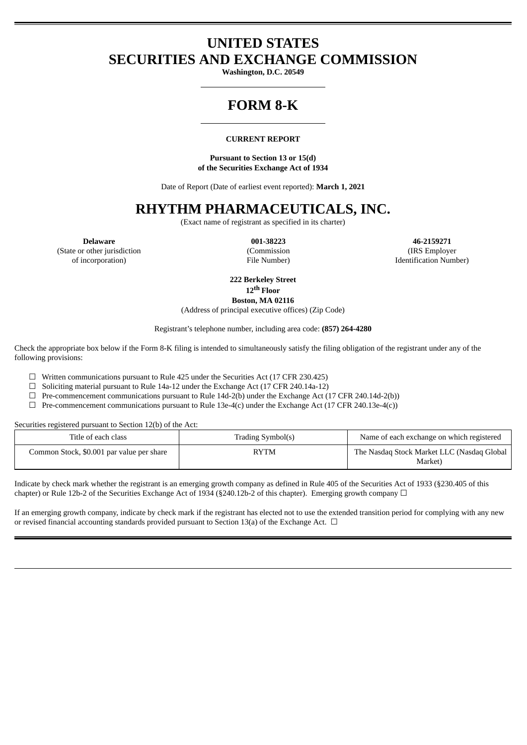# UNITED STATES
# SECURITIES AND EXCHANGE COMMISSION

**Washington, D.C. 20549**

# FORM 8-K

**CURRENT REPORT**

**Pursuant to Section 13 or 15(d)**
**of the Securities Exchange Act of 1934**

Date of Report (Date of earliest event reported): **March 1, 2021**

# RHYTHM PHARMACEUTICALS, INC.

(Exact name of registrant as specified in its charter)

| **Delaware** | **001-38223** | **46-2159271** |
|---|---|---|
| (State or other jurisdiction of incorporation) | (Commission File Number) | (IRS Employer Identification Number) |

**222 Berkeley Street**
**12th Floor**
**Boston, MA 02116**
(Address of principal executive offices) (Zip Code)

Registrant's telephone number, including area code: **(857) 264-4280**

Check the appropriate box below if the Form 8-K filing is intended to simultaneously satisfy the filing obligation of the registrant under any of the following provisions:

☐ Written communications pursuant to Rule 425 under the Securities Act (17 CFR 230.425)

☐ Soliciting material pursuant to Rule 14a-12 under the Exchange Act (17 CFR 240.14a-12)

☐ Pre-commencement communications pursuant to Rule 14d-2(b) under the Exchange Act (17 CFR 240.14d-2(b))

☐ Pre-commencement communications pursuant to Rule 13e-4(c) under the Exchange Act (17 CFR 240.13e-4(c))

Securities registered pursuant to Section 12(b) of the Act:

| Title of each class | Trading Symbol(s) | Name of each exchange on which registered |
|---|---|---|
| Common Stock, $0.001 par value per share | RYTM | The Nasdaq Stock Market LLC (Nasdaq Global Market) |

Indicate by check mark whether the registrant is an emerging growth company as defined in Rule 405 of the Securities Act of 1933 (§230.405 of this chapter) or Rule 12b-2 of the Securities Exchange Act of 1934 (§240.12b-2 of this chapter). Emerging growth company ☐

If an emerging growth company, indicate by check mark if the registrant has elected not to use the extended transition period for complying with any new or revised financial accounting standards provided pursuant to Section 13(a) of the Exchange Act. ☐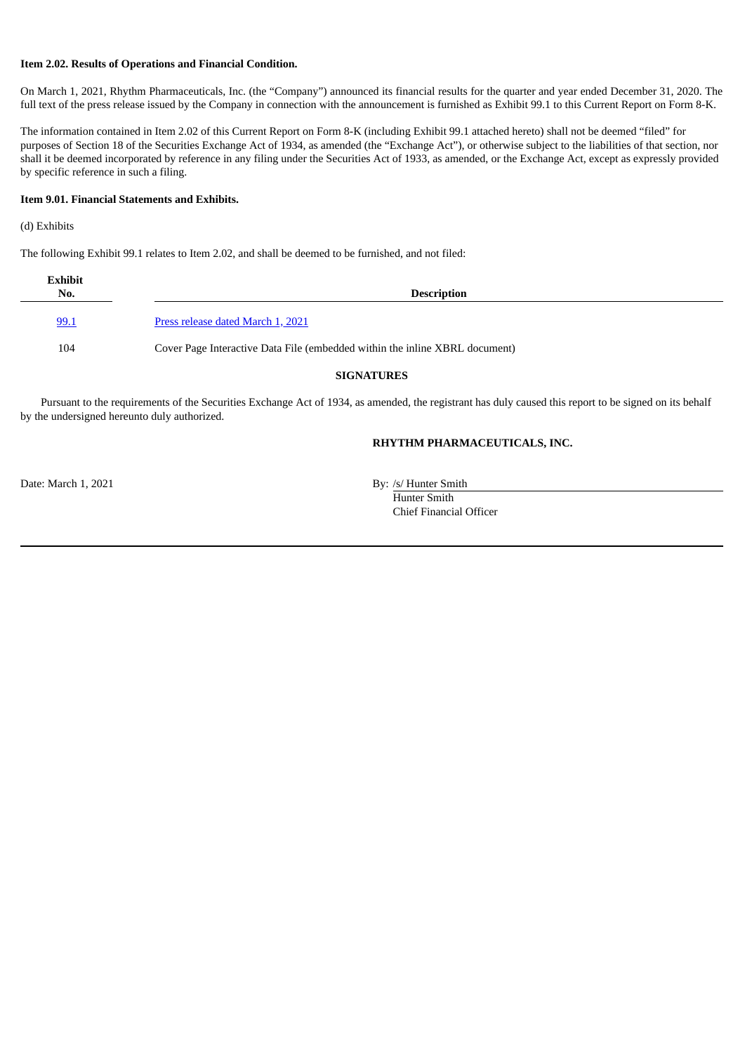**Item 2.02. Results of Operations and Financial Condition.**

On March 1, 2021, Rhythm Pharmaceuticals, Inc. (the "Company") announced its financial results for the quarter and year ended December 31, 2020. The full text of the press release issued by the Company in connection with the announcement is furnished as Exhibit 99.1 to this Current Report on Form 8-K.

The information contained in Item 2.02 of this Current Report on Form 8-K (including Exhibit 99.1 attached hereto) shall not be deemed "filed" for purposes of Section 18 of the Securities Exchange Act of 1934, as amended (the "Exchange Act"), or otherwise subject to the liabilities of that section, nor shall it be deemed incorporated by reference in any filing under the Securities Act of 1933, as amended, or the Exchange Act, except as expressly provided by specific reference in such a filing.

**Item 9.01. Financial Statements and Exhibits.**

(d) Exhibits

The following Exhibit 99.1 relates to Item 2.02, and shall be deemed to be furnished, and not filed:

| Exhibit No. | Description |
| --- | --- |
| 99.1 | Press release dated March 1, 2021 |
| 104 | Cover Page Interactive Data File (embedded within the inline XBRL document) |

**SIGNATURES**

Pursuant to the requirements of the Securities Exchange Act of 1934, as amended, the registrant has duly caused this report to be signed on its behalf by the undersigned hereunto duly authorized.

**RHYTHM PHARMACEUTICALS, INC.**

Date: March 1, 2021

By: /s/ Hunter Smith
Hunter Smith
Chief Financial Officer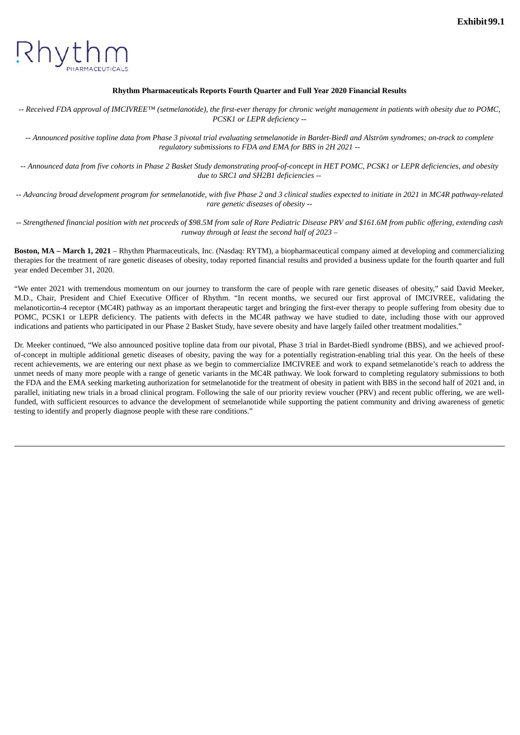**Exhibit 99.1**

Rhythm PHARMACEUTICALS

**Rhythm Pharmaceuticals Reports Fourth Quarter and Full Year 2020 Financial Results**

*-- Received FDA approval of IMCIVREE™ (setmelanotide), the first-ever therapy for chronic weight management in patients with obesity due to POMC, PCSK1 or LEPR deficiency --*

*-- Announced positive topline data from Phase 3 pivotal trial evaluating setmelanotide in Bardet-Biedl and Alström syndromes; on-track to complete regulatory submissions to FDA and EMA for BBS in 2H 2021 --*

*-- Announced data from five cohorts in Phase 2 Basket Study demonstrating proof-of-concept in HET POMC, PCSK1 or LEPR deficiencies, and obesity due to SRC1 and SH2B1 deficiencies --*

*-- Advancing broad development program for setmelanotide, with five Phase 2 and 3 clinical studies expected to initiate in 2021 in MC4R pathway-related rare genetic diseases of obesity --*

*-- Strengthened financial position with net proceeds of $98.5M from sale of Rare Pediatric Disease PRV and $161.6M from public offering, extending cash runway through at least the second half of 2023 –*

**Boston, MA – March 1, 2021** – Rhythm Pharmaceuticals, Inc. (Nasdaq: RYTM), a biopharmaceutical company aimed at developing and commercializing therapies for the treatment of rare genetic diseases of obesity, today reported financial results and provided a business update for the fourth quarter and full year ended December 31, 2020.

"We enter 2021 with tremendous momentum on our journey to transform the care of people with rare genetic diseases of obesity," said David Meeker, M.D., Chair, President and Chief Executive Officer of Rhythm. "In recent months, we secured our first approval of IMCIVREE, validating the melanocortin-4 receptor (MC4R) pathway as an important therapeutic target and bringing the first-ever therapy to people suffering from obesity due to POMC, PCSK1 or LEPR deficiency. The patients with defects in the MC4R pathway we have studied to date, including those with our approved indications and patients who participated in our Phase 2 Basket Study, have severe obesity and have largely failed other treatment modalities."

Dr. Meeker continued, "We also announced positive topline data from our pivotal, Phase 3 trial in Bardet-Biedl syndrome (BBS), and we achieved proof-of-concept in multiple additional genetic diseases of obesity, paving the way for a potentially registration-enabling trial this year. On the heels of these recent achievements, we are entering our next phase as we begin to commercialize IMCIVREE and work to expand setmelanotide's reach to address the unmet needs of many more people with a range of genetic variants in the MC4R pathway. We look forward to completing regulatory submissions to both the FDA and the EMA seeking marketing authorization for setmelanotide for the treatment of obesity in patient with BBS in the second half of 2021 and, in parallel, initiating new trials in a broad clinical program. Following the sale of our priority review voucher (PRV) and recent public offering, we are well-funded, with sufficient resources to advance the development of setmelanotide while supporting the patient community and driving awareness of genetic testing to identify and properly diagnose people with these rare conditions."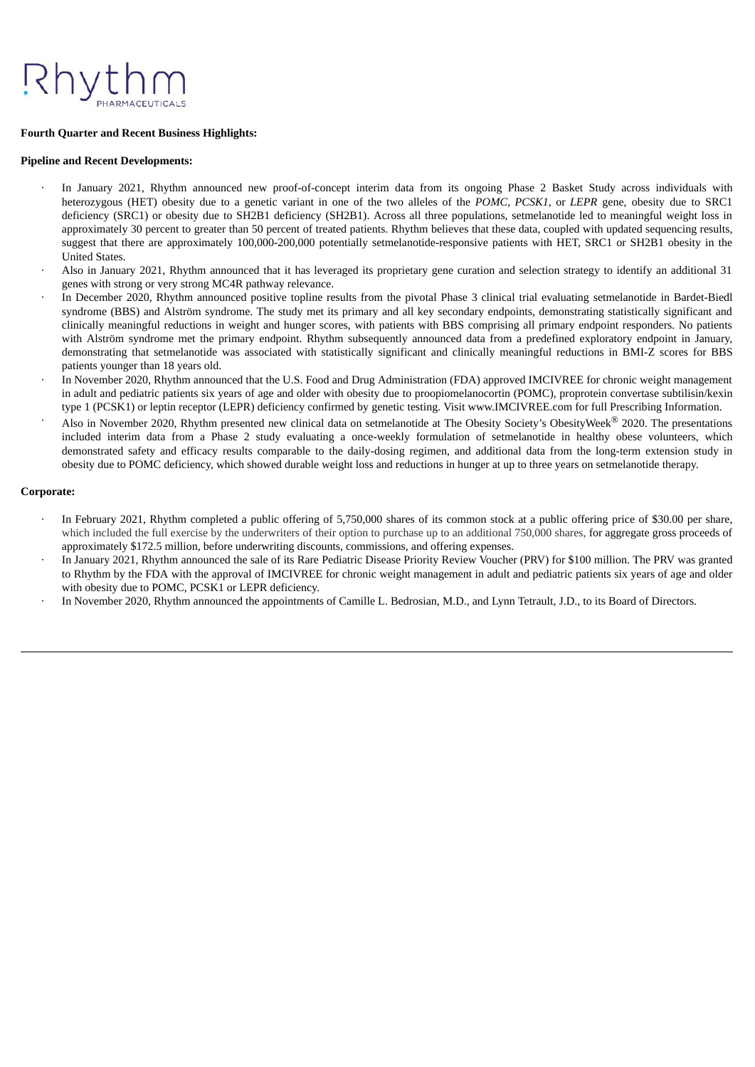**Fourth Quarter and Recent Business Highlights:**

**Pipeline and Recent Developments:**

- In January 2021, Rhythm announced new proof-of-concept interim data from its ongoing Phase 2 Basket Study across individuals with heterozygous (HET) obesity due to a genetic variant in one of the two alleles of the *POMC*, *PCSK1*, or *LEPR* gene, obesity due to SRC1 deficiency (SRC1) or obesity due to SH2B1 deficiency (SH2B1). Across all three populations, setmelanotide led to meaningful weight loss in approximately 30 percent to greater than 50 percent of treated patients. Rhythm believes that these data, coupled with updated sequencing results, suggest that there are approximately 100,000-200,000 potentially setmelanotide-responsive patients with HET, SRC1 or SH2B1 obesity in the United States.
- Also in January 2021, Rhythm announced that it has leveraged its proprietary gene curation and selection strategy to identify an additional 31 genes with strong or very strong MC4R pathway relevance.
- In December 2020, Rhythm announced positive topline results from the pivotal Phase 3 clinical trial evaluating setmelanotide in Bardet-Biedl syndrome (BBS) and Alström syndrome. The study met its primary and all key secondary endpoints, demonstrating statistically significant and clinically meaningful reductions in weight and hunger scores, with patients with BBS comprising all primary endpoint responders. No patients with Alström syndrome met the primary endpoint. Rhythm subsequently announced data from a predefined exploratory endpoint in January, demonstrating that setmelanotide was associated with statistically significant and clinically meaningful reductions in BMI-Z scores for BBS patients younger than 18 years old.
- In November 2020, Rhythm announced that the U.S. Food and Drug Administration (FDA) approved IMCIVREE for chronic weight management in adult and pediatric patients six years of age and older with obesity due to proopiomelanocortin (POMC), proprotein convertase subtilisin/kexin type 1 (PCSK1) or leptin receptor (LEPR) deficiency confirmed by genetic testing. Visit www.IMCIVREE.com for full Prescribing Information.
- Also in November 2020, Rhythm presented new clinical data on setmelanotide at The Obesity Society's ObesityWeek® 2020. The presentations included interim data from a Phase 2 study evaluating a once-weekly formulation of setmelanotide in healthy obese volunteers, which demonstrated safety and efficacy results comparable to the daily-dosing regimen, and additional data from the long-term extension study in obesity due to POMC deficiency, which showed durable weight loss and reductions in hunger at up to three years on setmelanotide therapy.

**Corporate:**

- In February 2021, Rhythm completed a public offering of 5,750,000 shares of its common stock at a public offering price of $30.00 per share, which included the full exercise by the underwriters of their option to purchase up to an additional 750,000 shares, for aggregate gross proceeds of approximately $172.5 million, before underwriting discounts, commissions, and offering expenses.
- In January 2021, Rhythm announced the sale of its Rare Pediatric Disease Priority Review Voucher (PRV) for $100 million. The PRV was granted to Rhythm by the FDA with the approval of IMCIVREE for chronic weight management in adult and pediatric patients six years of age and older with obesity due to POMC, PCSK1 or LEPR deficiency.
- In November 2020, Rhythm announced the appointments of Camille L. Bedrosian, M.D., and Lynn Tetrault, J.D., to its Board of Directors.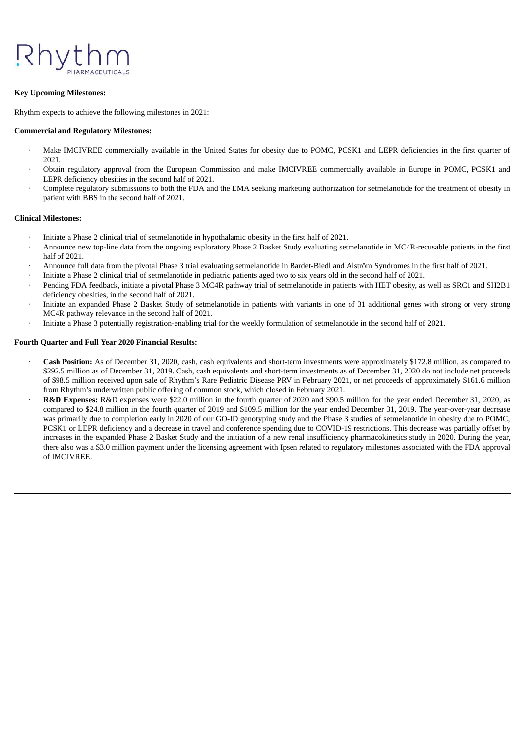**Key Upcoming Milestones:**

Rhythm expects to achieve the following milestones in 2021:

**Commercial and Regulatory Milestones:**

- Make IMCIVREE commercially available in the United States for obesity due to POMC, PCSK1 and LEPR deficiencies in the first quarter of 2021.
- Obtain regulatory approval from the European Commission and make IMCIVREE commercially available in Europe in POMC, PCSK1 and LEPR deficiency obesities in the second half of 2021.
- Complete regulatory submissions to both the FDA and the EMA seeking marketing authorization for setmelanotide for the treatment of obesity in patient with BBS in the second half of 2021.

**Clinical Milestones:**

- Initiate a Phase 2 clinical trial of setmelanotide in hypothalamic obesity in the first half of 2021.
- Announce new top-line data from the ongoing exploratory Phase 2 Basket Study evaluating setmelanotide in MC4R-recusable patients in the first half of 2021.
- Announce full data from the pivotal Phase 3 trial evaluating setmelanotide in Bardet-Biedl and Alström Syndromes in the first half of 2021.
- Initiate a Phase 2 clinical trial of setmelanotide in pediatric patients aged two to six years old in the second half of 2021.
- Pending FDA feedback, initiate a pivotal Phase 3 MC4R pathway trial of setmelanotide in patients with HET obesity, as well as SRC1 and SH2B1 deficiency obesities, in the second half of 2021.
- Initiate an expanded Phase 2 Basket Study of setmelanotide in patients with variants in one of 31 additional genes with strong or very strong MC4R pathway relevance in the second half of 2021.
- Initiate a Phase 3 potentially registration-enabling trial for the weekly formulation of setmelanotide in the second half of 2021.

**Fourth Quarter and Full Year 2020 Financial Results:**

- **Cash Position:** As of December 31, 2020, cash, cash equivalents and short-term investments were approximately $172.8 million, as compared to $292.5 million as of December 31, 2019. Cash, cash equivalents and short-term investments as of December 31, 2020 do not include net proceeds of $98.5 million received upon sale of Rhythm's Rare Pediatric Disease PRV in February 2021, or net proceeds of approximately $161.6 million from Rhythm's underwritten public offering of common stock, which closed in February 2021.
- **R&D Expenses:** R&D expenses were $22.0 million in the fourth quarter of 2020 and $90.5 million for the year ended December 31, 2020, as compared to $24.8 million in the fourth quarter of 2019 and $109.5 million for the year ended December 31, 2019. The year-over-year decrease was primarily due to completion early in 2020 of our GO-ID genotyping study and the Phase 3 studies of setmelanotide in obesity due to POMC, PCSK1 or LEPR deficiency and a decrease in travel and conference spending due to COVID-19 restrictions. This decrease was partially offset by increases in the expanded Phase 2 Basket Study and the initiation of a new renal insufficiency pharmacokinetics study in 2020. During the year, there also was a $3.0 million payment under the licensing agreement with Ipsen related to regulatory milestones associated with the FDA approval of IMCIVREE.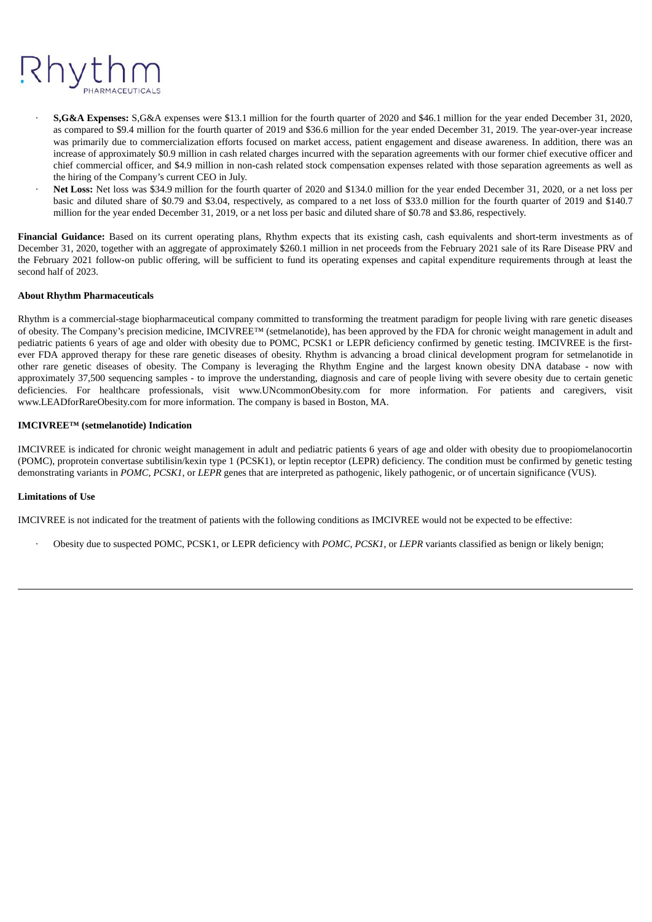- **S,G&A Expenses:** S,G&A expenses were $13.1 million for the fourth quarter of 2020 and $46.1 million for the year ended December 31, 2020, as compared to $9.4 million for the fourth quarter of 2019 and $36.6 million for the year ended December 31, 2019. The year-over-year increase was primarily due to commercialization efforts focused on market access, patient engagement and disease awareness. In addition, there was an increase of approximately $0.9 million in cash related charges incurred with the separation agreements with our former chief executive officer and chief commercial officer, and $4.9 million in non-cash related stock compensation expenses related with those separation agreements as well as the hiring of the Company's current CEO in July.
- **Net Loss:** Net loss was $34.9 million for the fourth quarter of 2020 and $134.0 million for the year ended December 31, 2020, or a net loss per basic and diluted share of $0.79 and $3.04, respectively, as compared to a net loss of $33.0 million for the fourth quarter of 2019 and $140.7 million for the year ended December 31, 2019, or a net loss per basic and diluted share of $0.78 and $3.86, respectively.

**Financial Guidance:** Based on its current operating plans, Rhythm expects that its existing cash, cash equivalents and short-term investments as of December 31, 2020, together with an aggregate of approximately $260.1 million in net proceeds from the February 2021 sale of its Rare Disease PRV and the February 2021 follow-on public offering, will be sufficient to fund its operating expenses and capital expenditure requirements through at least the second half of 2023.

**About Rhythm Pharmaceuticals**

Rhythm is a commercial-stage biopharmaceutical company committed to transforming the treatment paradigm for people living with rare genetic diseases of obesity. The Company's precision medicine, IMCIVREE™ (setmelanotide), has been approved by the FDA for chronic weight management in adult and pediatric patients 6 years of age and older with obesity due to POMC, PCSK1 or LEPR deficiency confirmed by genetic testing. IMCIVREE is the first-ever FDA approved therapy for these rare genetic diseases of obesity. Rhythm is advancing a broad clinical development program for setmelanotide in other rare genetic diseases of obesity. The Company is leveraging the Rhythm Engine and the largest known obesity DNA database - now with approximately 37,500 sequencing samples - to improve the understanding, diagnosis and care of people living with severe obesity due to certain genetic deficiencies. For healthcare professionals, visit www.UNcommonObesity.com for more information. For patients and caregivers, visit www.LEADforRareObesity.com for more information. The company is based in Boston, MA.

**IMCIVREE™ (setmelanotide) Indication**

IMCIVREE is indicated for chronic weight management in adult and pediatric patients 6 years of age and older with obesity due to proopiomelanocortin (POMC), proprotein convertase subtilisin/kexin type 1 (PCSK1), or leptin receptor (LEPR) deficiency. The condition must be confirmed by genetic testing demonstrating variants in *POMC*, *PCSK1*, or *LEPR* genes that are interpreted as pathogenic, likely pathogenic, or of uncertain significance (VUS).

**Limitations of Use**

IMCIVREE is not indicated for the treatment of patients with the following conditions as IMCIVREE would not be expected to be effective:

- Obesity due to suspected POMC, PCSK1, or LEPR deficiency with *POMC*, *PCSK1*, or *LEPR* variants classified as benign or likely benign;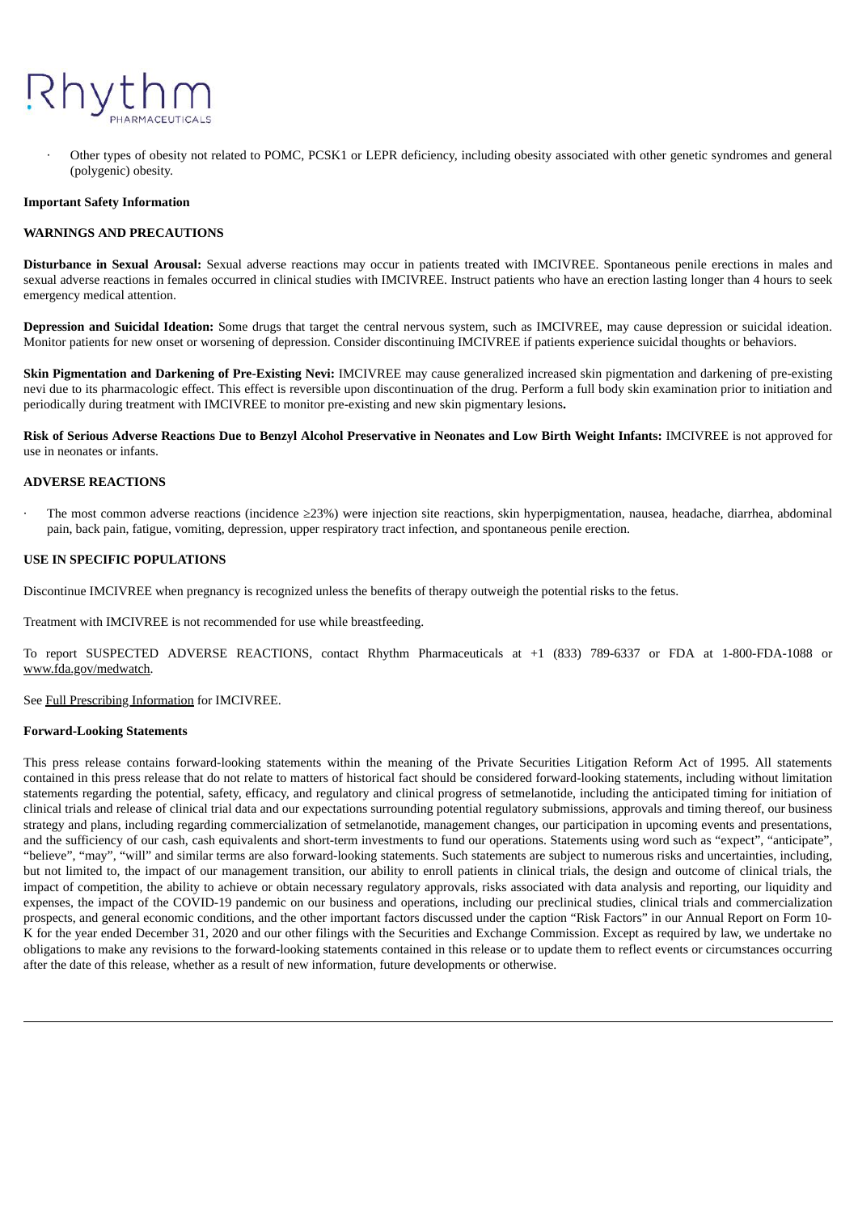- Other types of obesity not related to POMC, PCSK1 or LEPR deficiency, including obesity associated with other genetic syndromes and general (polygenic) obesity.

**Important Safety Information**

**WARNINGS AND PRECAUTIONS**

**Disturbance in Sexual Arousal:** Sexual adverse reactions may occur in patients treated with IMCIVREE. Spontaneous penile erections in males and sexual adverse reactions in females occurred in clinical studies with IMCIVREE. Instruct patients who have an erection lasting longer than 4 hours to seek emergency medical attention.

**Depression and Suicidal Ideation:** Some drugs that target the central nervous system, such as IMCIVREE, may cause depression or suicidal ideation. Monitor patients for new onset or worsening of depression. Consider discontinuing IMCIVREE if patients experience suicidal thoughts or behaviors.

**Skin Pigmentation and Darkening of Pre-Existing Nevi:** IMCIVREE may cause generalized increased skin pigmentation and darkening of pre-existing nevi due to its pharmacologic effect. This effect is reversible upon discontinuation of the drug. Perform a full body skin examination prior to initiation and periodically during treatment with IMCIVREE to monitor pre-existing and new skin pigmentary lesions**.**

**Risk of Serious Adverse Reactions Due to Benzyl Alcohol Preservative in Neonates and Low Birth Weight Infants:** IMCIVREE is not approved for use in neonates or infants.

**ADVERSE REACTIONS**

- The most common adverse reactions (incidence ≥23%) were injection site reactions, skin hyperpigmentation, nausea, headache, diarrhea, abdominal pain, back pain, fatigue, vomiting, depression, upper respiratory tract infection, and spontaneous penile erection.

**USE IN SPECIFIC POPULATIONS**

Discontinue IMCIVREE when pregnancy is recognized unless the benefits of therapy outweigh the potential risks to the fetus.

Treatment with IMCIVREE is not recommended for use while breastfeeding.

To report SUSPECTED ADVERSE REACTIONS, contact Rhythm Pharmaceuticals at +1 (833) 789-6337 or FDA at 1-800-FDA-1088 or www.fda.gov/medwatch.

See Full Prescribing Information for IMCIVREE.

**Forward-Looking Statements**

This press release contains forward-looking statements within the meaning of the Private Securities Litigation Reform Act of 1995. All statements contained in this press release that do not relate to matters of historical fact should be considered forward-looking statements, including without limitation statements regarding the potential, safety, efficacy, and regulatory and clinical progress of setmelanotide, including the anticipated timing for initiation of clinical trials and release of clinical trial data and our expectations surrounding potential regulatory submissions, approvals and timing thereof, our business strategy and plans, including regarding commercialization of setmelanotide, management changes, our participation in upcoming events and presentations, and the sufficiency of our cash, cash equivalents and short-term investments to fund our operations. Statements using word such as "expect", "anticipate", "believe", "may", "will" and similar terms are also forward-looking statements. Such statements are subject to numerous risks and uncertainties, including, but not limited to, the impact of our management transition, our ability to enroll patients in clinical trials, the design and outcome of clinical trials, the impact of competition, the ability to achieve or obtain necessary regulatory approvals, risks associated with data analysis and reporting, our liquidity and expenses, the impact of the COVID-19 pandemic on our business and operations, including our preclinical studies, clinical trials and commercialization prospects, and general economic conditions, and the other important factors discussed under the caption "Risk Factors" in our Annual Report on Form 10-K for the year ended December 31, 2020 and our other filings with the Securities and Exchange Commission. Except as required by law, we undertake no obligations to make any revisions to the forward-looking statements contained in this release or to update them to reflect events or circumstances occurring after the date of this release, whether as a result of new information, future developments or otherwise.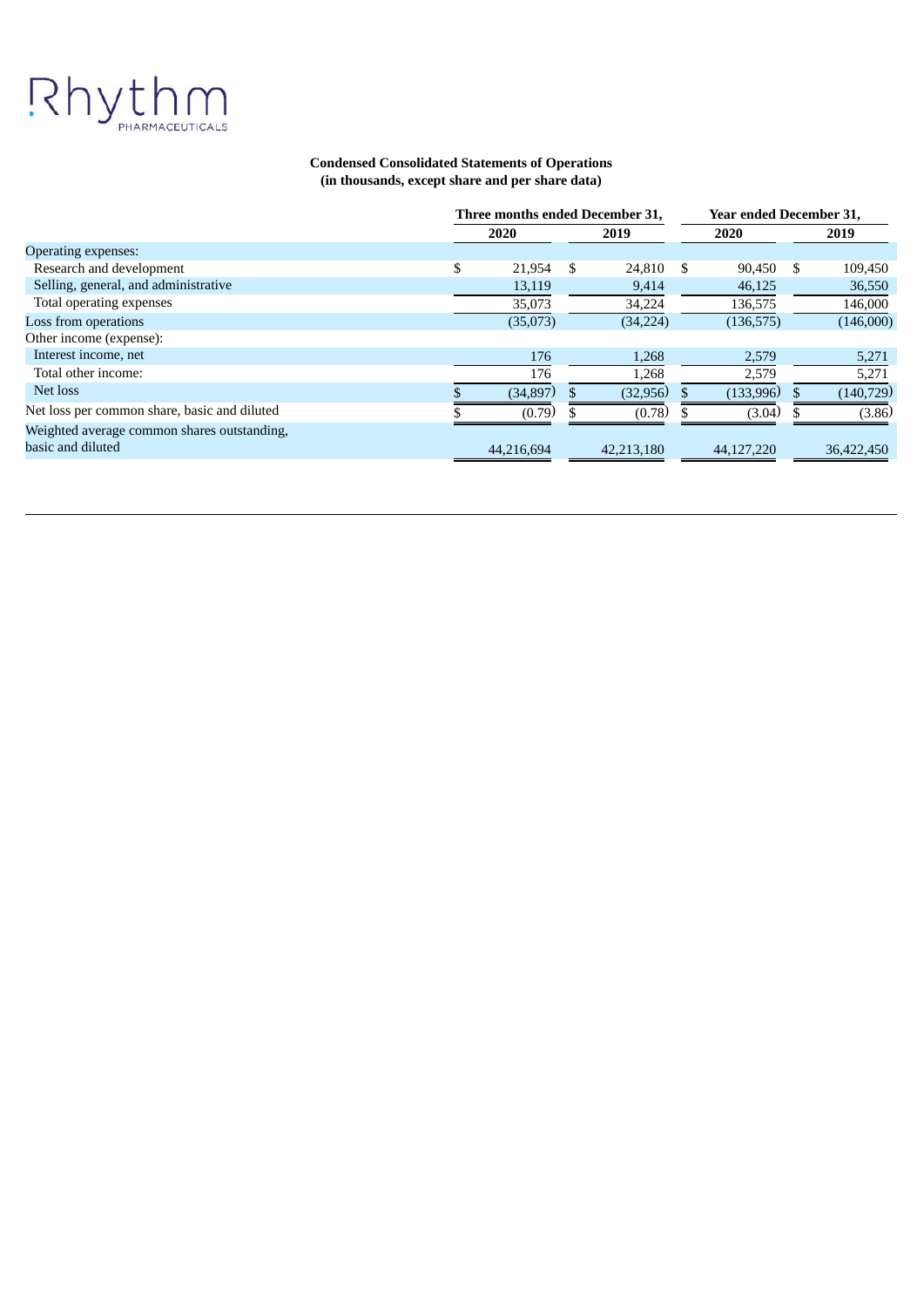Rhythm PHARMACEUTICALS

**Condensed Consolidated Statements of Operations**
**(in thousands, except share and per share data)**

| | Three months ended December 31, | | Year ended December 31, | |
|---|---|---|---|---|
| | 2020 | 2019 | 2020 | 2019 |
| Operating expenses: | | | | |
| Research and development | $ 21,954 | $ 24,810 | $ 90,450 | $ 109,450 |
| Selling, general, and administrative | 13,119 | 9,414 | 46,125 | 36,550 |
| Total operating expenses | 35,073 | 34,224 | 136,575 | 146,000 |
| Loss from operations | (35,073) | (34,224) | (136,575) | (146,000) |
| Other income (expense): | | | | |
| Interest income, net | 176 | 1,268 | 2,579 | 5,271 |
| Total other income: | 176 | 1,268 | 2,579 | 5,271 |
| Net loss | $ (34,897) | $ (32,956) | $ (133,996) | $ (140,729) |
| Net loss per common share, basic and diluted | $ (0.79) | $ (0.78) | $ (3.04) | $ (3.86) |
| Weighted average common shares outstanding, basic and diluted | 44,216,694 | 42,213,180 | 44,127,220 | 36,422,450 |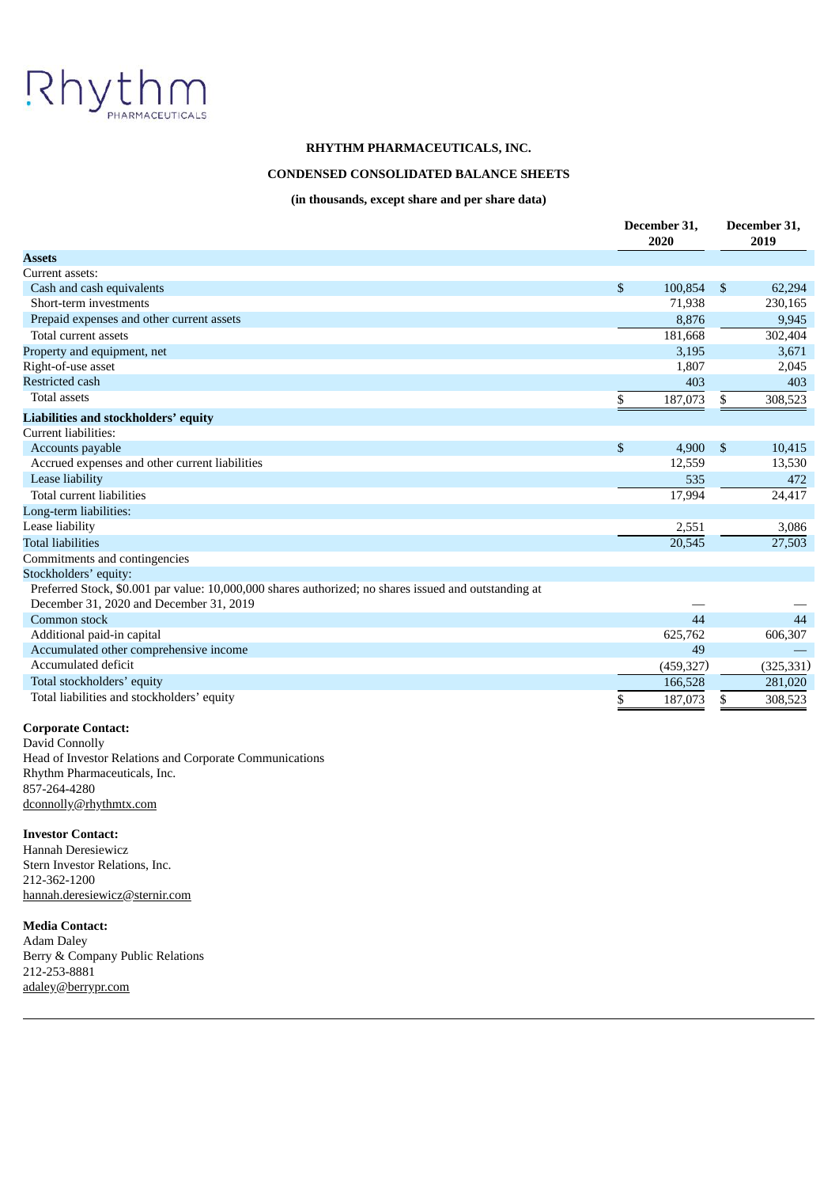Rhythm PHARMACEUTICALS

**RHYTHM PHARMACEUTICALS, INC.**

**CONDENSED CONSOLIDATED BALANCE SHEETS**

**(in thousands, except share and per share data)**

| | December 31, 2020 | December 31, 2019 |
|---|---|---|
| **Assets** | | |
| Current assets: | | |
| Cash and cash equivalents | $ 100,854 | $ 62,294 |
| Short-term investments | 71,938 | 230,165 |
| Prepaid expenses and other current assets | 8,876 | 9,945 |
| Total current assets | 181,668 | 302,404 |
| Property and equipment, net | 3,195 | 3,671 |
| Right-of-use asset | 1,807 | 2,045 |
| Restricted cash | 403 | 403 |
| Total assets | $ 187,073 | $ 308,523 |
| **Liabilities and stockholders' equity** | | |
| Current liabilities: | | |
| Accounts payable | $ 4,900 | $ 10,415 |
| Accrued expenses and other current liabilities | 12,559 | 13,530 |
| Lease liability | 535 | 472 |
| Total current liabilities | 17,994 | 24,417 |
| Long-term liabilities: | | |
| Lease liability | 2,551 | 3,086 |
| Total liabilities | 20,545 | 27,503 |
| Commitments and contingencies | | |
| Stockholders' equity: | | |
| Preferred Stock, $0.001 par value: 10,000,000 shares authorized; no shares issued and outstanding at December 31, 2020 and December 31, 2019 | — | — |
| Common stock | 44 | 44 |
| Additional paid-in capital | 625,762 | 606,307 |
| Accumulated other comprehensive income | 49 | — |
| Accumulated deficit | (459,327) | (325,331) |
| Total stockholders' equity | 166,528 | 281,020 |
| Total liabilities and stockholders' equity | $ 187,073 | $ 308,523 |

**Corporate Contact:**
David Connolly
Head of Investor Relations and Corporate Communications
Rhythm Pharmaceuticals, Inc.
857-264-4280
dconnolly@rhythmtx.com

**Investor Contact:**
Hannah Deresiewicz
Stern Investor Relations, Inc.
212-362-1200
hannah.deresiewicz@sternir.com

**Media Contact:**
Adam Daley
Berry & Company Public Relations
212-253-8881
adaley@berrypr.com